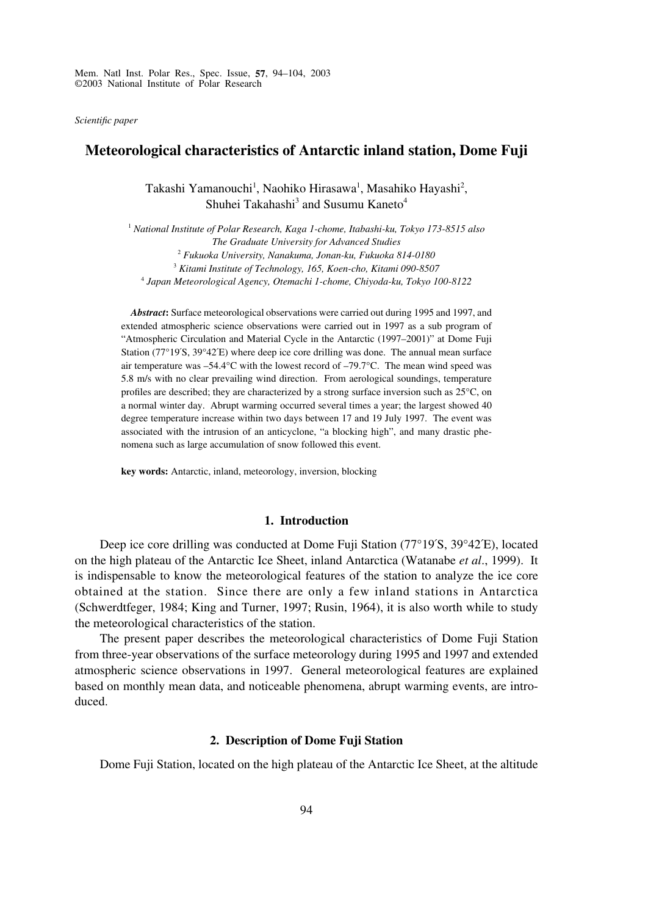Mem. Natl Inst. Polar Res., Spec. Issue, **57**, 94–104, 2003
©2003 National Institute of Polar Research

*Scientific paper*

# Meteorological characteristics of Antarctic inland station, Dome Fuji

Takashi Yamanouchi[1], Naohiko Hirasawa[1], Masahiko Hayashi[2], Shuhei Takahashi[3] and Susumu Kaneto[4]

[1] *National Institute of Polar Research, Kaga 1-chome, Itabashi-ku, Tokyo 173-8515 also The Graduate University for Advanced Studies*
[2] *Fukuoka University, Nanakuma, Jonan-ku, Fukuoka 814-0180*
[3] *Kitami Institute of Technology, 165, Koen-cho, Kitami 090-8507*
[4] *Japan Meteorological Agency, Otemachi 1-chome, Chiyoda-ku, Tokyo 100-8122*

***Abstract*:** Surface meteorological observations were carried out during 1995 and 1997, and extended atmospheric science observations were carried out in 1997 as a sub program of "Atmospheric Circulation and Material Cycle in the Antarctic (1997–2001)" at Dome Fuji Station (77°19′S, 39°42′E) where deep ice core drilling was done. The annual mean surface air temperature was –54.4°C with the lowest record of –79.7°C. The mean wind speed was 5.8 m/s with no clear prevailing wind direction. From aerological soundings, temperature profiles are described; they are characterized by a strong surface inversion such as 25°C, on a normal winter day. Abrupt warming occurred several times a year; the largest showed 40 degree temperature increase within two days between 17 and 19 July 1997. The event was associated with the intrusion of an anticyclone, "a blocking high", and many drastic phenomena such as large accumulation of snow followed this event.

**key words:** Antarctic, inland, meteorology, inversion, blocking

## 1. Introduction

Deep ice core drilling was conducted at Dome Fuji Station (77°19′S, 39°42′E), located on the high plateau of the Antarctic Ice Sheet, inland Antarctica (Watanabe *et al*., 1999). It is indispensable to know the meteorological features of the station to analyze the ice core obtained at the station. Since there are only a few inland stations in Antarctica (Schwerdtfeger, 1984; King and Turner, 1997; Rusin, 1964), it is also worth while to study the meteorological characteristics of the station.

The present paper describes the meteorological characteristics of Dome Fuji Station from three-year observations of the surface meteorology during 1995 and 1997 and extended atmospheric science observations in 1997. General meteorological features are explained based on monthly mean data, and noticeable phenomena, abrupt warming events, are introduced.

## 2. Description of Dome Fuji Station

Dome Fuji Station, located on the high plateau of the Antarctic Ice Sheet, at the altitude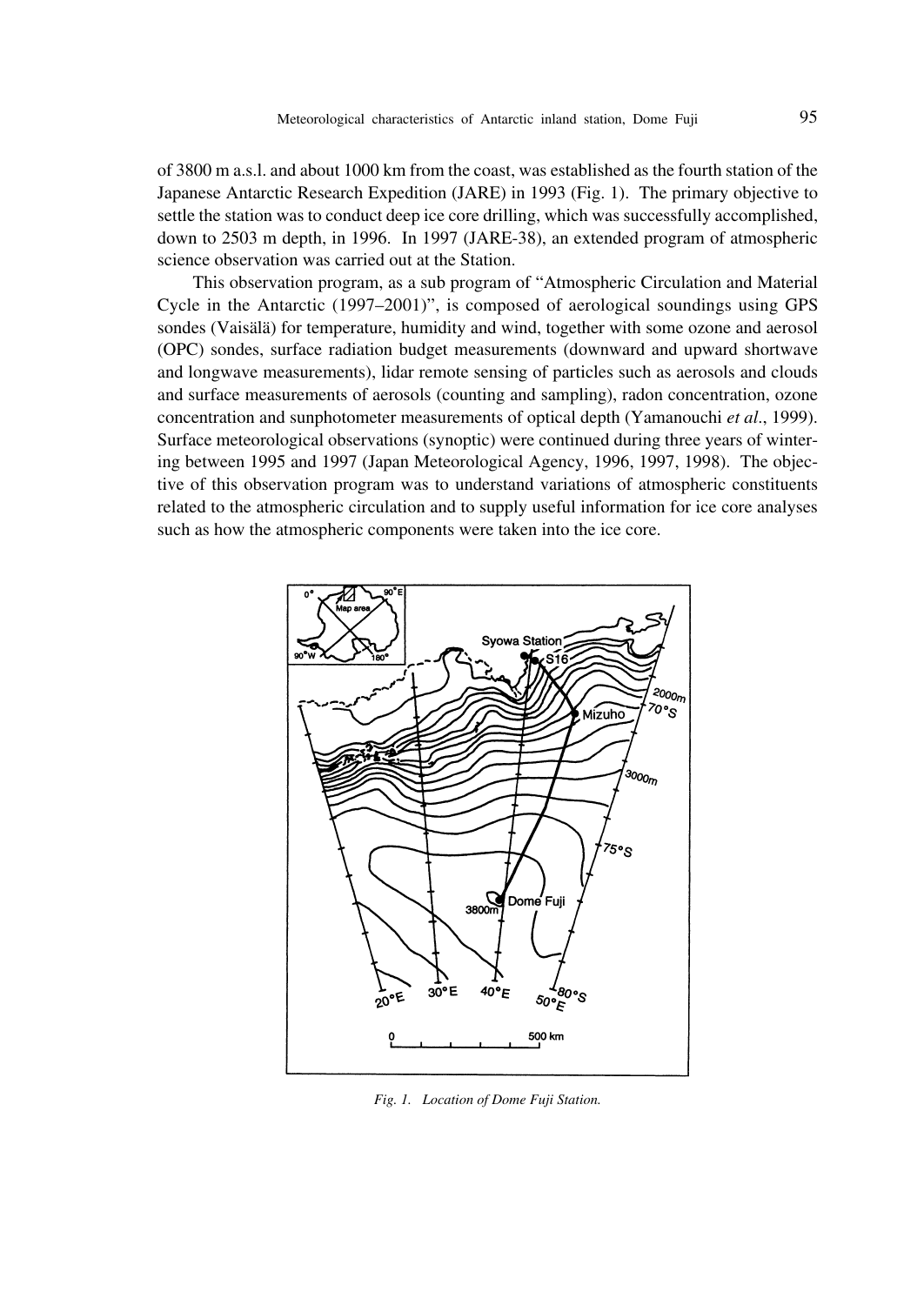of 3800 m a.s.l. and about 1000 km from the coast, was established as the fourth station of the Japanese Antarctic Research Expedition (JARE) in 1993 (Fig. 1). The primary objective to settle the station was to conduct deep ice core drilling, which was successfully accomplished, down to 2503 m depth, in 1996. In 1997 (JARE-38), an extended program of atmospheric science observation was carried out at the Station.

This observation program, as a sub program of "Atmospheric Circulation and Material Cycle in the Antarctic (1997–2001)", is composed of aerological soundings using GPS sondes (Vaisälä) for temperature, humidity and wind, together with some ozone and aerosol (OPC) sondes, surface radiation budget measurements (downward and upward shortwave and longwave measurements), lidar remote sensing of particles such as aerosols and clouds and surface measurements of aerosols (counting and sampling), radon concentration, ozone concentration and sunphotometer measurements of optical depth (Yamanouchi *et al*., 1999). Surface meteorological observations (synoptic) were continued during three years of wintering between 1995 and 1997 (Japan Meteorological Agency, 1996, 1997, 1998). The objective of this observation program was to understand variations of atmospheric constituents related to the atmospheric circulation and to supply useful information for ice core analyses such as how the atmospheric components were taken into the ice core.

*Fig. 1. Location of Dome Fuji Station.*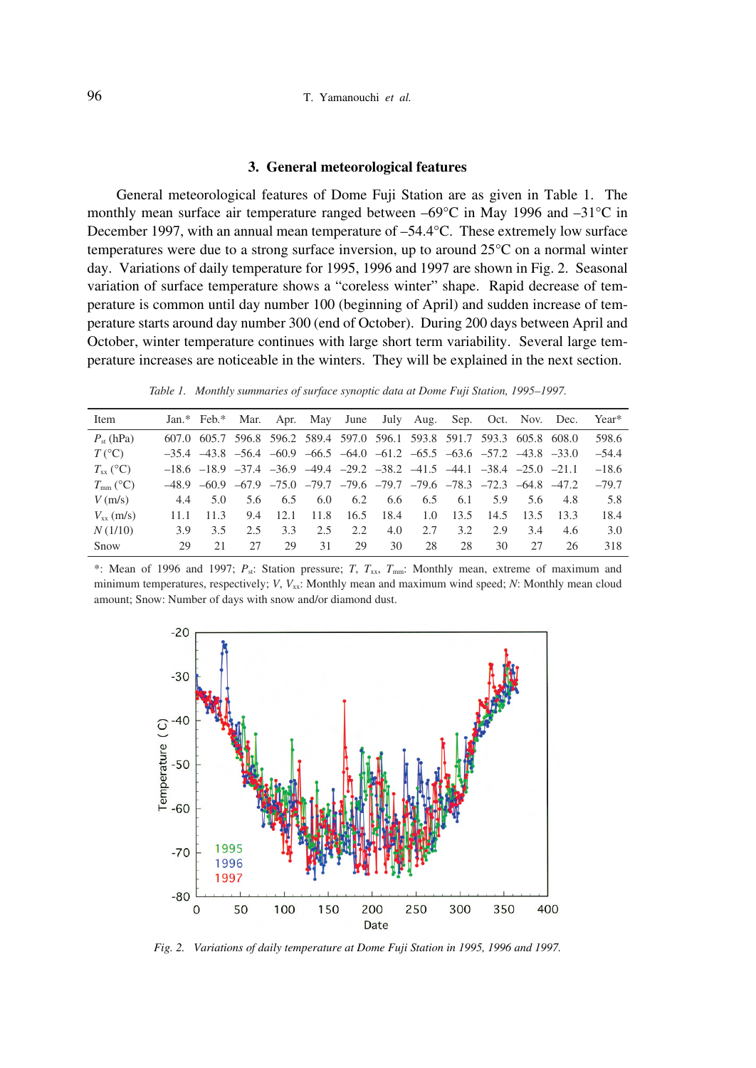## 3. General meteorological features

General meteorological features of Dome Fuji Station are as given in Table 1. The monthly mean surface air temperature ranged between –69°C in May 1996 and –31°C in December 1997, with an annual mean temperature of –54.4°C. These extremely low surface temperatures were due to a strong surface inversion, up to around 25°C on a normal winter day. Variations of daily temperature for 1995, 1996 and 1997 are shown in Fig. 2. Seasonal variation of surface temperature shows a "coreless winter" shape. Rapid decrease of temperature is common until day number 100 (beginning of April) and sudden increase of temperature starts around day number 300 (end of October). During 200 days between April and October, winter temperature continues with large short term variability. Several large temperature increases are noticeable in the winters. They will be explained in the next section.

*Table 1. Monthly summaries of surface synoptic data at Dome Fuji Station, 1995–1997.*

| Item | Jan.* | Feb.* | Mar. | Apr. | May | June | July | Aug. | Sep. | Oct. | Nov. | Dec. | Year* |
|---|---|---|---|---|---|---|---|---|---|---|---|---|---|
| $P_{st}$ (hPa) | 607.0 | 605.7 | 596.8 | 596.2 | 589.4 | 597.0 | 596.1 | 593.8 | 591.7 | 593.3 | 605.8 | 608.0 | 598.6 |
| $T$ (°C) | –35.4 | –43.8 | –56.4 | –60.9 | –66.5 | –64.0 | –61.2 | –65.5 | –63.6 | –57.2 | –43.8 | –33.0 | –54.4 |
| $T_{xx}$ (°C) | –18.6 | –18.9 | –37.4 | –36.9 | –49.4 | –29.2 | –38.2 | –41.5 | –44.1 | –38.4 | –25.0 | –21.1 | –18.6 |
| $T_{mm}$ (°C) | –48.9 | –60.9 | –67.9 | –75.0 | –79.7 | –79.6 | –79.7 | –79.6 | –78.3 | –72.3 | –64.8 | –47.2 | –79.7 |
| $V$ (m/s) | 4.4 | 5.0 | 5.6 | 6.5 | 6.0 | 6.2 | 6.6 | 6.5 | 6.1 | 5.9 | 5.6 | 4.8 | 5.8 |
| $V_{xx}$ (m/s) | 11.1 | 11.3 | 9.4 | 12.1 | 11.8 | 16.5 | 18.4 | 1.0 | 13.5 | 14.5 | 13.5 | 13.3 | 18.4 |
| $N$ (1/10) | 3.9 | 3.5 | 2.5 | 3.3 | 2.5 | 2.2 | 4.0 | 2.7 | 3.2 | 2.9 | 3.4 | 4.6 | 3.0 |
| Snow | 29 | 21 | 27 | 29 | 31 | 29 | 30 | 28 | 28 | 30 | 27 | 26 | 318 |

*: Mean of 1996 and 1997; $P_{st}$: Station pressure; $T$, $T_{xx}$, $T_{mm}$: Monthly mean, extreme of maximum and minimum temperatures, respectively; $V$, $V_{xx}$: Monthly mean and maximum wind speed; $N$: Monthly mean cloud amount; Snow: Number of days with snow and/or diamond dust.

*Fig. 2. Variations of daily temperature at Dome Fuji Station in 1995, 1996 and 1997.*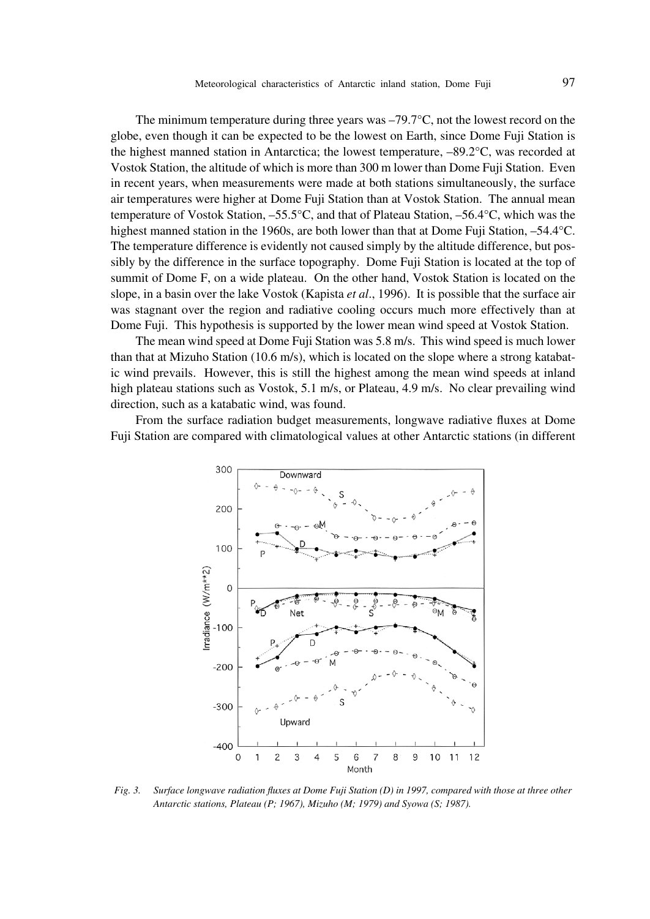The minimum temperature during three years was –79.7°C, not the lowest record on the globe, even though it can be expected to be the lowest on Earth, since Dome Fuji Station is the highest manned station in Antarctica; the lowest temperature, –89.2°C, was recorded at Vostok Station, the altitude of which is more than 300 m lower than Dome Fuji Station. Even in recent years, when measurements were made at both stations simultaneously, the surface air temperatures were higher at Dome Fuji Station than at Vostok Station. The annual mean temperature of Vostok Station, –55.5°C, and that of Plateau Station, –56.4°C, which was the highest manned station in the 1960s, are both lower than that at Dome Fuji Station, –54.4°C. The temperature difference is evidently not caused simply by the altitude difference, but possibly by the difference in the surface topography. Dome Fuji Station is located at the top of summit of Dome F, on a wide plateau. On the other hand, Vostok Station is located on the slope, in a basin over the lake Vostok (Kapista *et al*., 1996). It is possible that the surface air was stagnant over the region and radiative cooling occurs much more effectively than at Dome Fuji. This hypothesis is supported by the lower mean wind speed at Vostok Station.

The mean wind speed at Dome Fuji Station was 5.8 m/s. This wind speed is much lower than that at Mizuho Station (10.6 m/s), which is located on the slope where a strong katabatic wind prevails. However, this is still the highest among the mean wind speeds at inland high plateau stations such as Vostok, 5.1 m/s, or Plateau, 4.9 m/s. No clear prevailing wind direction, such as a katabatic wind, was found.

From the surface radiation budget measurements, longwave radiative fluxes at Dome Fuji Station are compared with climatological values at other Antarctic stations (in different

*Fig. 3. Surface longwave radiation fluxes at Dome Fuji Station (D) in 1997, compared with those at three other Antarctic stations, Plateau (P; 1967), Mizuho (M; 1979) and Syowa (S; 1987).*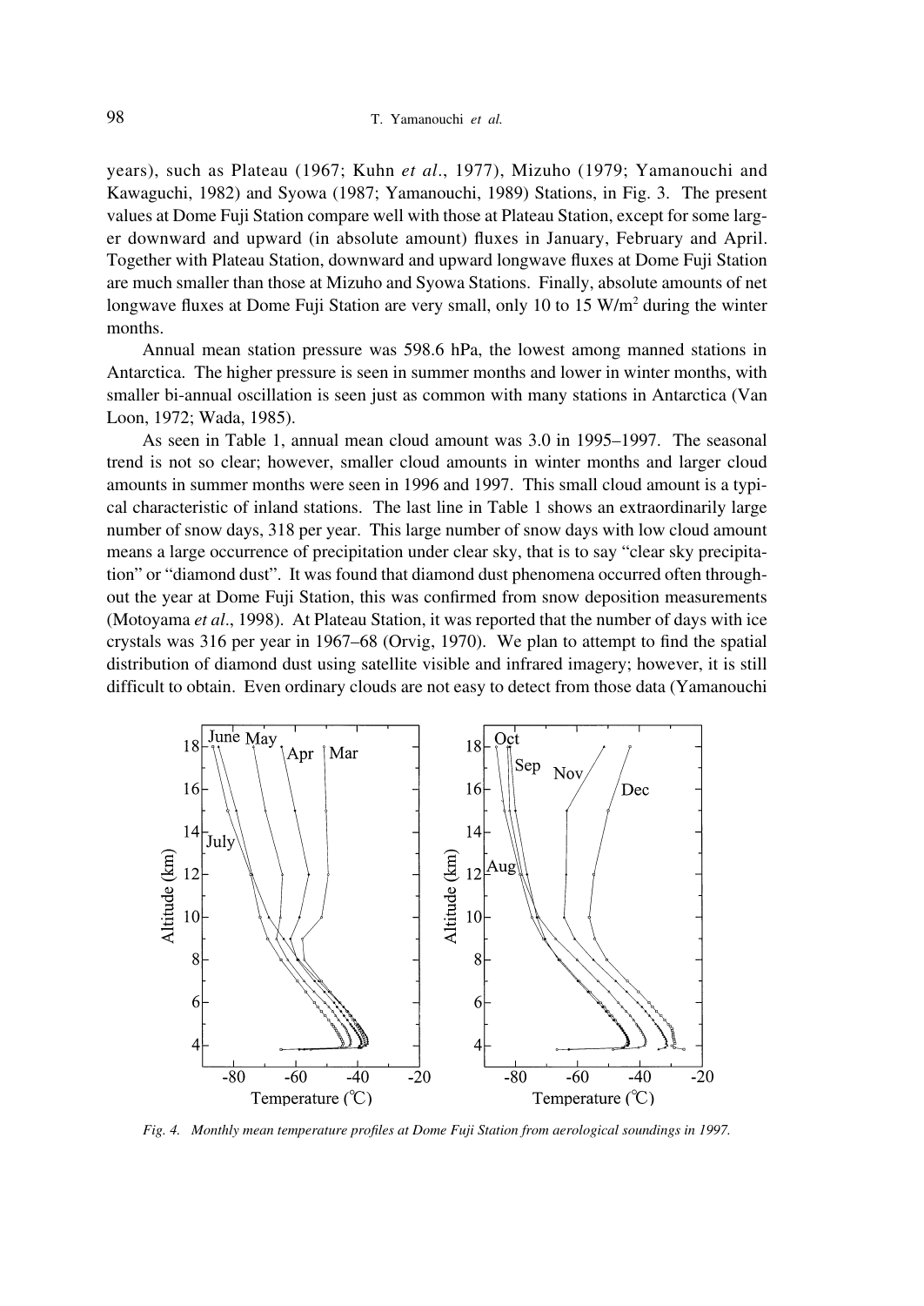years), such as Plateau (1967; Kuhn *et al*., 1977), Mizuho (1979; Yamanouchi and Kawaguchi, 1982) and Syowa (1987; Yamanouchi, 1989) Stations, in Fig. 3. The present values at Dome Fuji Station compare well with those at Plateau Station, except for some larger downward and upward (in absolute amount) fluxes in January, February and April. Together with Plateau Station, downward and upward longwave fluxes at Dome Fuji Station are much smaller than those at Mizuho and Syowa Stations. Finally, absolute amounts of net longwave fluxes at Dome Fuji Station are very small, only 10 to 15 W/m$^2$ during the winter months.

Annual mean station pressure was 598.6 hPa, the lowest among manned stations in Antarctica. The higher pressure is seen in summer months and lower in winter months, with smaller bi-annual oscillation is seen just as common with many stations in Antarctica (Van Loon, 1972; Wada, 1985).

As seen in Table 1, annual mean cloud amount was 3.0 in 1995–1997. The seasonal trend is not so clear; however, smaller cloud amounts in winter months and larger cloud amounts in summer months were seen in 1996 and 1997. This small cloud amount is a typical characteristic of inland stations. The last line in Table 1 shows an extraordinarily large number of snow days, 318 per year. This large number of snow days with low cloud amount means a large occurrence of precipitation under clear sky, that is to say "clear sky precipitation" or "diamond dust". It was found that diamond dust phenomena occurred often throughout the year at Dome Fuji Station, this was confirmed from snow deposition measurements (Motoyama *et al*., 1998). At Plateau Station, it was reported that the number of days with ice crystals was 316 per year in 1967–68 (Orvig, 1970). We plan to attempt to find the spatial distribution of diamond dust using satellite visible and infrared imagery; however, it is still difficult to obtain. Even ordinary clouds are not easy to detect from those data (Yamanouchi

*Fig. 4. Monthly mean temperature profiles at Dome Fuji Station from aerological soundings in 1997.*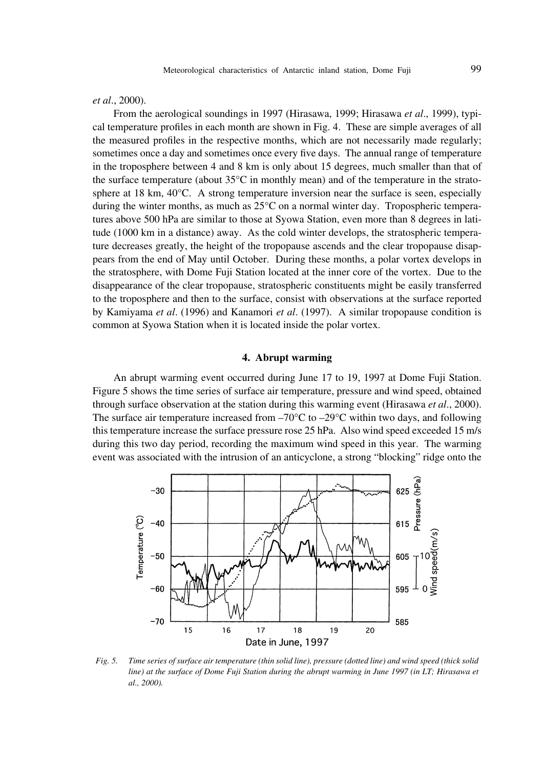*et al.*, 2000).

From the aerological soundings in 1997 (Hirasawa, 1999; Hirasawa *et al.*, 1999), typical temperature profiles in each month are shown in Fig. 4. These are simple averages of all the measured profiles in the respective months, which are not necessarily made regularly; sometimes once a day and sometimes once every five days. The annual range of temperature in the troposphere between 4 and 8 km is only about 15 degrees, much smaller than that of the surface temperature (about 35°C in monthly mean) and of the temperature in the stratosphere at 18 km, 40°C. A strong temperature inversion near the surface is seen, especially during the winter months, as much as 25°C on a normal winter day. Tropospheric temperatures above 500 hPa are similar to those at Syowa Station, even more than 8 degrees in latitude (1000 km in a distance) away. As the cold winter develops, the stratospheric temperature decreases greatly, the height of the tropopause ascends and the clear tropopause disappears from the end of May until October. During these months, a polar vortex develops in the stratosphere, with Dome Fuji Station located at the inner core of the vortex. Due to the disappearance of the clear tropopause, stratospheric constituents might be easily transferred to the troposphere and then to the surface, consist with observations at the surface reported by Kamiyama *et al*. (1996) and Kanamori *et al*. (1997). A similar tropopause condition is common at Syowa Station when it is located inside the polar vortex.

## 4. Abrupt warming

An abrupt warming event occurred during June 17 to 19, 1997 at Dome Fuji Station. Figure 5 shows the time series of surface air temperature, pressure and wind speed, obtained through surface observation at the station during this warming event (Hirasawa *et al*., 2000). The surface air temperature increased from –70°C to –29°C within two days, and following this temperature increase the surface pressure rose 25 hPa. Also wind speed exceeded 15 m/s during this two day period, recording the maximum wind speed in this year. The warming event was associated with the intrusion of an anticyclone, a strong "blocking" ridge onto the

*Fig. 5. Time series of surface air temperature (thin solid line), pressure (dotted line) and wind speed (thick solid line) at the surface of Dome Fuji Station during the abrupt warming in June 1997 (in LT; Hirasawa et al., 2000).*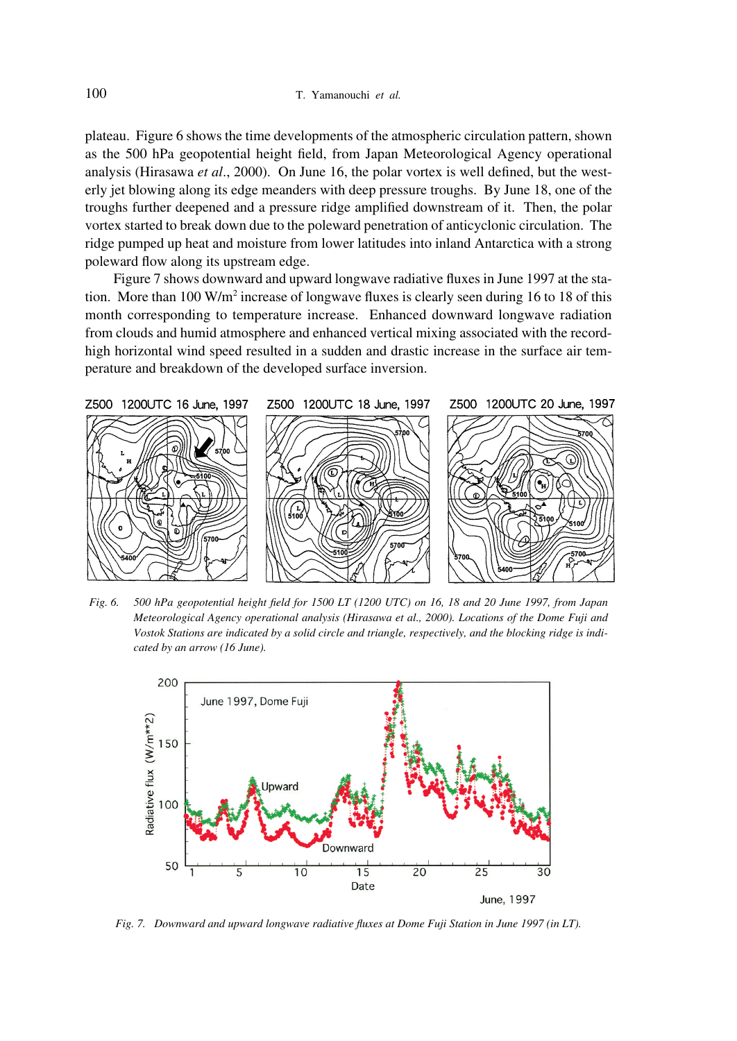plateau. Figure 6 shows the time developments of the atmospheric circulation pattern, shown as the 500 hPa geopotential height field, from Japan Meteorological Agency operational analysis (Hirasawa *et al*., 2000). On June 16, the polar vortex is well defined, but the westerly jet blowing along its edge meanders with deep pressure troughs. By June 18, one of the troughs further deepened and a pressure ridge amplified downstream of it. Then, the polar vortex started to break down due to the poleward penetration of anticyclonic circulation. The ridge pumped up heat and moisture from lower latitudes into inland Antarctica with a strong poleward flow along its upstream edge.

Figure 7 shows downward and upward longwave radiative fluxes in June 1997 at the station. More than 100 W/m$^2$ increase of longwave fluxes is clearly seen during 16 to 18 of this month corresponding to temperature increase. Enhanced downward longwave radiation from clouds and humid atmosphere and enhanced vertical mixing associated with the record-high horizontal wind speed resulted in a sudden and drastic increase in the surface air temperature and breakdown of the developed surface inversion.

*Fig. 6. 500 hPa geopotential height field for 1500 LT (1200 UTC) on 16, 18 and 20 June 1997, from Japan Meteorological Agency operational analysis (Hirasawa et al., 2000). Locations of the Dome Fuji and Vostok Stations are indicated by a solid circle and triangle, respectively, and the blocking ridge is indicated by an arrow (16 June).*

*Fig. 7. Downward and upward longwave radiative fluxes at Dome Fuji Station in June 1997 (in LT).*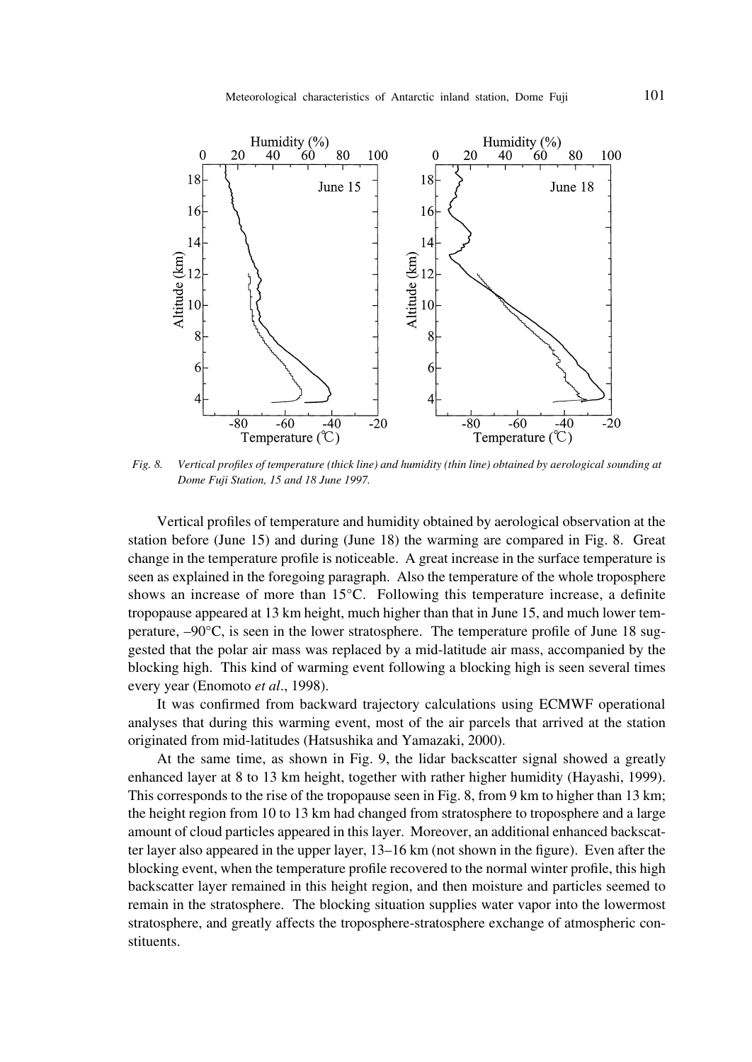*Fig. 8. Vertical profiles of temperature (thick line) and humidity (thin line) obtained by aerological sounding at Dome Fuji Station, 15 and 18 June 1997.*

Vertical profiles of temperature and humidity obtained by aerological observation at the station before (June 15) and during (June 18) the warming are compared in Fig. 8. Great change in the temperature profile is noticeable. A great increase in the surface temperature is seen as explained in the foregoing paragraph. Also the temperature of the whole troposphere shows an increase of more than 15°C. Following this temperature increase, a definite tropopause appeared at 13 km height, much higher than that in June 15, and much lower temperature, –90°C, is seen in the lower stratosphere. The temperature profile of June 18 suggested that the polar air mass was replaced by a mid-latitude air mass, accompanied by the blocking high. This kind of warming event following a blocking high is seen several times every year (Enomoto *et al*., 1998).

It was confirmed from backward trajectory calculations using ECMWF operational analyses that during this warming event, most of the air parcels that arrived at the station originated from mid-latitudes (Hatsushika and Yamazaki, 2000).

At the same time, as shown in Fig. 9, the lidar backscatter signal showed a greatly enhanced layer at 8 to 13 km height, together with rather higher humidity (Hayashi, 1999). This corresponds to the rise of the tropopause seen in Fig. 8, from 9 km to higher than 13 km; the height region from 10 to 13 km had changed from stratosphere to troposphere and a large amount of cloud particles appeared in this layer. Moreover, an additional enhanced backscatter layer also appeared in the upper layer, 13–16 km (not shown in the figure). Even after the blocking event, when the temperature profile recovered to the normal winter profile, this high backscatter layer remained in this height region, and then moisture and particles seemed to remain in the stratosphere. The blocking situation supplies water vapor into the lowermost stratosphere, and greatly affects the troposphere-stratosphere exchange of atmospheric constituents.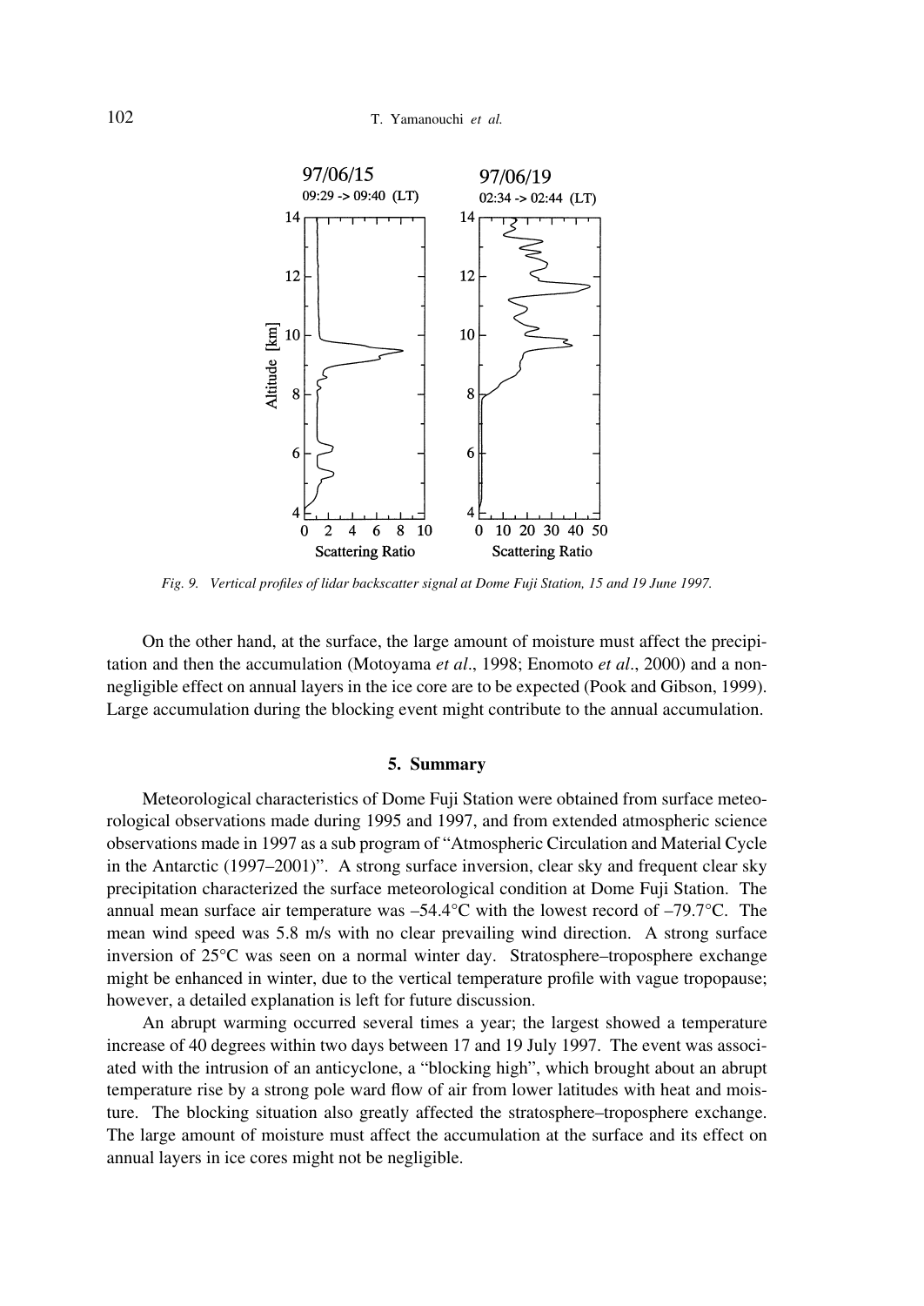Fig. 9. *Vertical profiles of lidar backscatter signal at Dome Fuji Station, 15 and 19 June 1997.*

On the other hand, at the surface, the large amount of moisture must affect the precipitation and then the accumulation (Motoyama *et al*., 1998; Enomoto *et al*., 2000) and a non-negligible effect on annual layers in the ice core are to be expected (Pook and Gibson, 1999). Large accumulation during the blocking event might contribute to the annual accumulation.

## 5. Summary

Meteorological characteristics of Dome Fuji Station were obtained from surface meteorological observations made during 1995 and 1997, and from extended atmospheric science observations made in 1997 as a sub program of "Atmospheric Circulation and Material Cycle in the Antarctic (1997–2001)". A strong surface inversion, clear sky and frequent clear sky precipitation characterized the surface meteorological condition at Dome Fuji Station. The annual mean surface air temperature was –54.4°C with the lowest record of –79.7°C. The mean wind speed was 5.8 m/s with no clear prevailing wind direction. A strong surface inversion of 25°C was seen on a normal winter day. Stratosphere–troposphere exchange might be enhanced in winter, due to the vertical temperature profile with vague tropopause; however, a detailed explanation is left for future discussion.

An abrupt warming occurred several times a year; the largest showed a temperature increase of 40 degrees within two days between 17 and 19 July 1997. The event was associated with the intrusion of an anticyclone, a "blocking high", which brought about an abrupt temperature rise by a strong pole ward flow of air from lower latitudes with heat and moisture. The blocking situation also greatly affected the stratosphere–troposphere exchange. The large amount of moisture must affect the accumulation at the surface and its effect on annual layers in ice cores might not be negligible.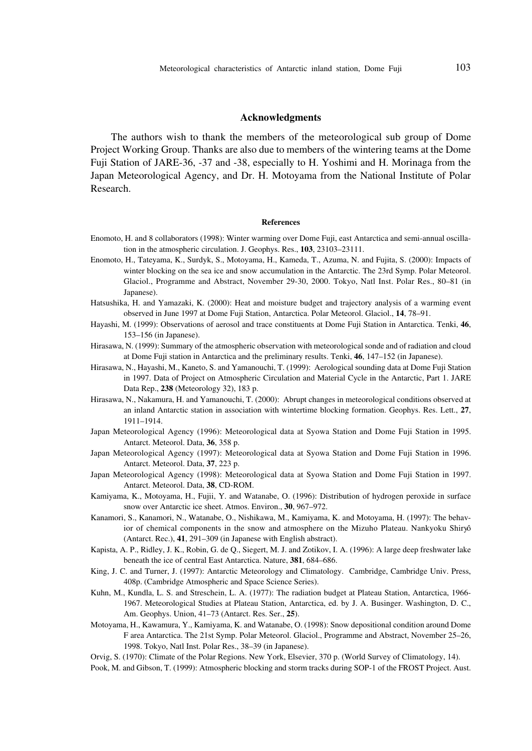## Acknowledgments

The authors wish to thank the members of the meteorological sub group of Dome Project Working Group. Thanks are also due to members of the wintering teams at the Dome Fuji Station of JARE-36, -37 and -38, especially to H. Yoshimi and H. Morinaga from the Japan Meteorological Agency, and Dr. H. Motoyama from the National Institute of Polar Research.

## References

Enomoto, H. and 8 collaborators (1998): Winter warming over Dome Fuji, east Antarctica and semi-annual oscillation in the atmospheric circulation. J. Geophys. Res., **103**, 23103–23111.

Enomoto, H., Tateyama, K., Surdyk, S., Motoyama, H., Kameda, T., Azuma, N. and Fujita, S. (2000): Impacts of winter blocking on the sea ice and snow accumulation in the Antarctic. The 23rd Symp. Polar Meteorol. Glaciol., Programme and Abstract, November 29-30, 2000. Tokyo, Natl Inst. Polar Res., 80–81 (in Japanese).

Hatsushika, H. and Yamazaki, K. (2000): Heat and moisture budget and trajectory analysis of a warming event observed in June 1997 at Dome Fuji Station, Antarctica. Polar Meteorol. Glaciol., **14**, 78–91.

Hayashi, M. (1999): Observations of aerosol and trace constituents at Dome Fuji Station in Antarctica. Tenki, **46**, 153–156 (in Japanese).

Hirasawa, N. (1999): Summary of the atmospheric observation with meteorological sonde and of radiation and cloud at Dome Fuji station in Antarctica and the preliminary results. Tenki, **46**, 147–152 (in Japanese).

Hirasawa, N., Hayashi, M., Kaneto, S. and Yamanouchi, T. (1999): Aerological sounding data at Dome Fuji Station in 1997. Data of Project on Atmospheric Circulation and Material Cycle in the Antarctic, Part 1. JARE Data Rep., **238** (Meteorology 32), 183 p.

Hirasawa, N., Nakamura, H. and Yamanouchi, T. (2000): Abrupt changes in meteorological conditions observed at an inland Antarctic station in association with wintertime blocking formation. Geophys. Res. Lett., **27**, 1911–1914.

Japan Meteorological Agency (1996): Meteorological data at Syowa Station and Dome Fuji Station in 1995. Antarct. Meteorol. Data, **36**, 358 p.

Japan Meteorological Agency (1997): Meteorological data at Syowa Station and Dome Fuji Station in 1996. Antarct. Meteorol. Data, **37**, 223 p.

Japan Meteorological Agency (1998): Meteorological data at Syowa Station and Dome Fuji Station in 1997. Antarct. Meteorol. Data, **38**, CD-ROM.

Kamiyama, K., Motoyama, H., Fujii, Y. and Watanabe, O. (1996): Distribution of hydrogen peroxide in surface snow over Antarctic ice sheet. Atmos. Environ., **30**, 967–972.

Kanamori, S., Kanamori, N., Watanabe, O., Nishikawa, M., Kamiyama, K. and Motoyama, H. (1997): The behavior of chemical components in the snow and atmosphere on the Mizuho Plateau. Nankyoku Shiryô (Antarct. Rec.), **41**, 291–309 (in Japanese with English abstract).

Kapista, A. P., Ridley, J. K., Robin, G. de Q., Siegert, M. J. and Zotikov, I. A. (1996): A large deep freshwater lake beneath the ice of central East Antarctica. Nature, **381**, 684–686.

King, J. C. and Turner, J. (1997): Antarctic Meteorology and Climatology. Cambridge, Cambridge Univ. Press, 408p. (Cambridge Atmospheric and Space Science Series).

Kuhn, M., Kundla, L. S. and Streschein, L. A. (1977): The radiation budget at Plateau Station, Antarctica, 1966-1967. Meteorological Studies at Plateau Station, Antarctica, ed. by J. A. Businger. Washington, D. C., Am. Geophys. Union, 41–73 (Antarct. Res. Ser., **25**).

Motoyama, H., Kawamura, Y., Kamiyama, K. and Watanabe, O. (1998): Snow depositional condition around Dome F area Antarctica. The 21st Symp. Polar Meteorol. Glaciol., Programme and Abstract, November 25–26, 1998. Tokyo, Natl Inst. Polar Res., 38–39 (in Japanese).

Orvig, S. (1970): Climate of the Polar Regions. New York, Elsevier, 370 p. (World Survey of Climatology, 14).

Pook, M. and Gibson, T. (1999): Atmospheric blocking and storm tracks during SOP-1 of the FROST Project. Aust.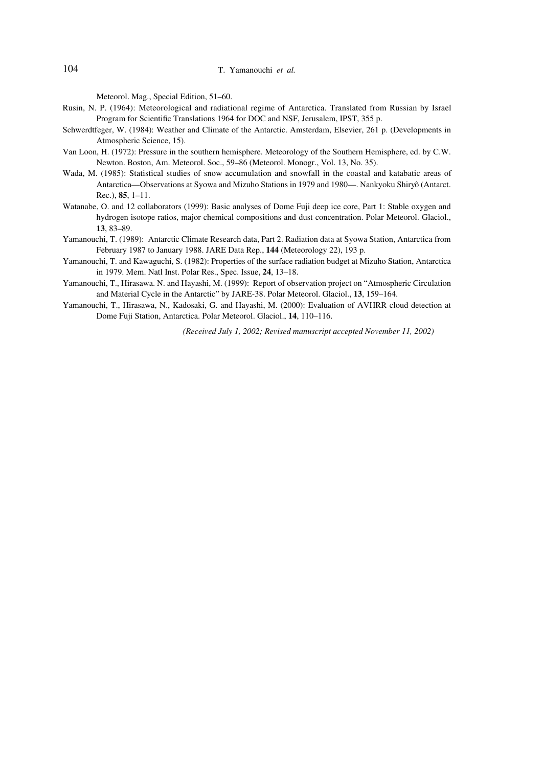Meteorol. Mag., Special Edition, 51–60.

Rusin, N. P. (1964): Meteorological and radiational regime of Antarctica. Translated from Russian by Israel Program for Scientific Translations 1964 for DOC and NSF, Jerusalem, IPST, 355 p.

Schwerdtfeger, W. (1984): Weather and Climate of the Antarctic. Amsterdam, Elsevier, 261 p. (Developments in Atmospheric Science, 15).

Van Loon, H. (1972): Pressure in the southern hemisphere. Meteorology of the Southern Hemisphere, ed. by C.W. Newton. Boston, Am. Meteorol. Soc., 59–86 (Meteorol. Monogr., Vol. 13, No. 35).

Wada, M. (1985): Statistical studies of snow accumulation and snowfall in the coastal and katabatic areas of Antarctica—Observations at Syowa and Mizuho Stations in 1979 and 1980—. Nankyoku Shiryô (Antarct. Rec.), **85**, 1–11.

Watanabe, O. and 12 collaborators (1999): Basic analyses of Dome Fuji deep ice core, Part 1: Stable oxygen and hydrogen isotope ratios, major chemical compositions and dust concentration. Polar Meteorol. Glaciol., **13**, 83–89.

Yamanouchi, T. (1989): Antarctic Climate Research data, Part 2. Radiation data at Syowa Station, Antarctica from February 1987 to January 1988. JARE Data Rep., **144** (Meteorology 22), 193 p.

Yamanouchi, T. and Kawaguchi, S. (1982): Properties of the surface radiation budget at Mizuho Station, Antarctica in 1979. Mem. Natl Inst. Polar Res., Spec. Issue, **24**, 13–18.

Yamanouchi, T., Hirasawa. N. and Hayashi, M. (1999): Report of observation project on "Atmospheric Circulation and Material Cycle in the Antarctic" by JARE-38. Polar Meteorol. Glaciol., **13**, 159–164.

Yamanouchi, T., Hirasawa, N., Kadosaki, G. and Hayashi, M. (2000): Evaluation of AVHRR cloud detection at Dome Fuji Station, Antarctica. Polar Meteorol. Glaciol., **14**, 110–116.

*(Received July 1, 2002; Revised manuscript accepted November 11, 2002)*